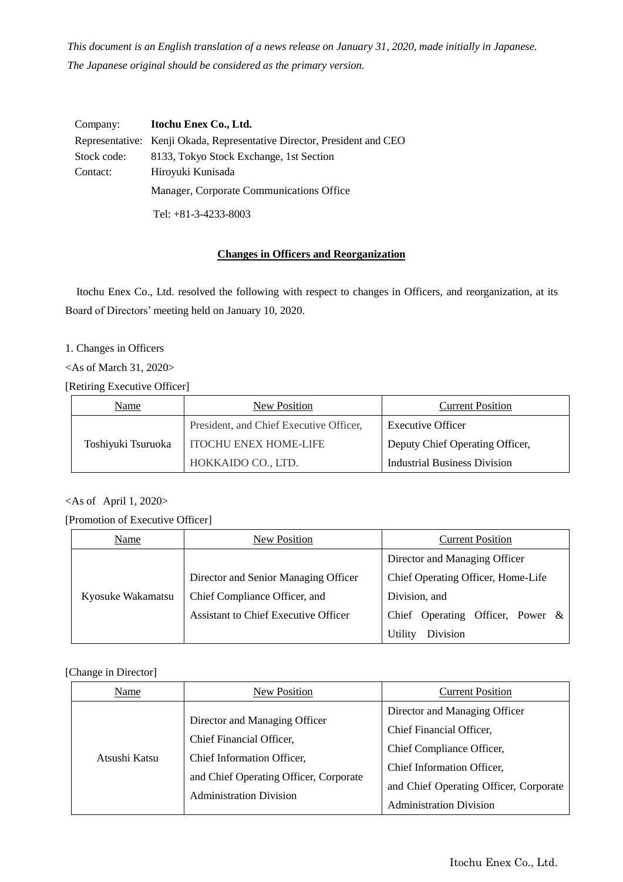*This document is an English translation of a news release on January 31, 2020, made initially in Japanese. The Japanese original should be considered as the primary version.*

Company: **Itochu Enex Co., Ltd.**
Representative: Kenji Okada, Representative Director, President and CEO
Stock code: 8133, Tokyo Stock Exchange, 1st Section
Contact: Hiroyuki Kunisada
Manager, Corporate Communications Office
Tel: +81-3-4233-8003

## Changes in Officers and Reorganization

Itochu Enex Co., Ltd. resolved the following with respect to changes in Officers, and reorganization, at its Board of Directors' meeting held on January 10, 2020.

1. Changes in Officers

<As of March 31, 2020>

[Retiring Executive Officer]

| Name | New Position | Current Position |
|---|---|---|
| Toshiyuki Tsuruoka | President, and Chief Executive Officer, ITOCHU ENEX HOME-LIFE HOKKAIDO CO., LTD. | Executive Officer Deputy Chief Operating Officer, Industrial Business Division |

<As of April 1, 2020>

[Promotion of Executive Officer]

| Name | New Position | Current Position |
|---|---|---|
| Kyosuke Wakamatsu | Director and Senior Managing Officer Chief Compliance Officer, and Assistant to Chief Executive Officer | Director and Managing Officer Chief Operating Officer, Home-Life Division, and Chief Operating Officer, Power & Utility Division |

[Change in Director]

| Name | New Position | Current Position |
|---|---|---|
| Atsushi Katsu | Director and Managing Officer Chief Financial Officer, Chief Information Officer, and Chief Operating Officer, Corporate Administration Division | Director and Managing Officer Chief Financial Officer, Chief Compliance Officer, Chief Information Officer, and Chief Operating Officer, Corporate Administration Division |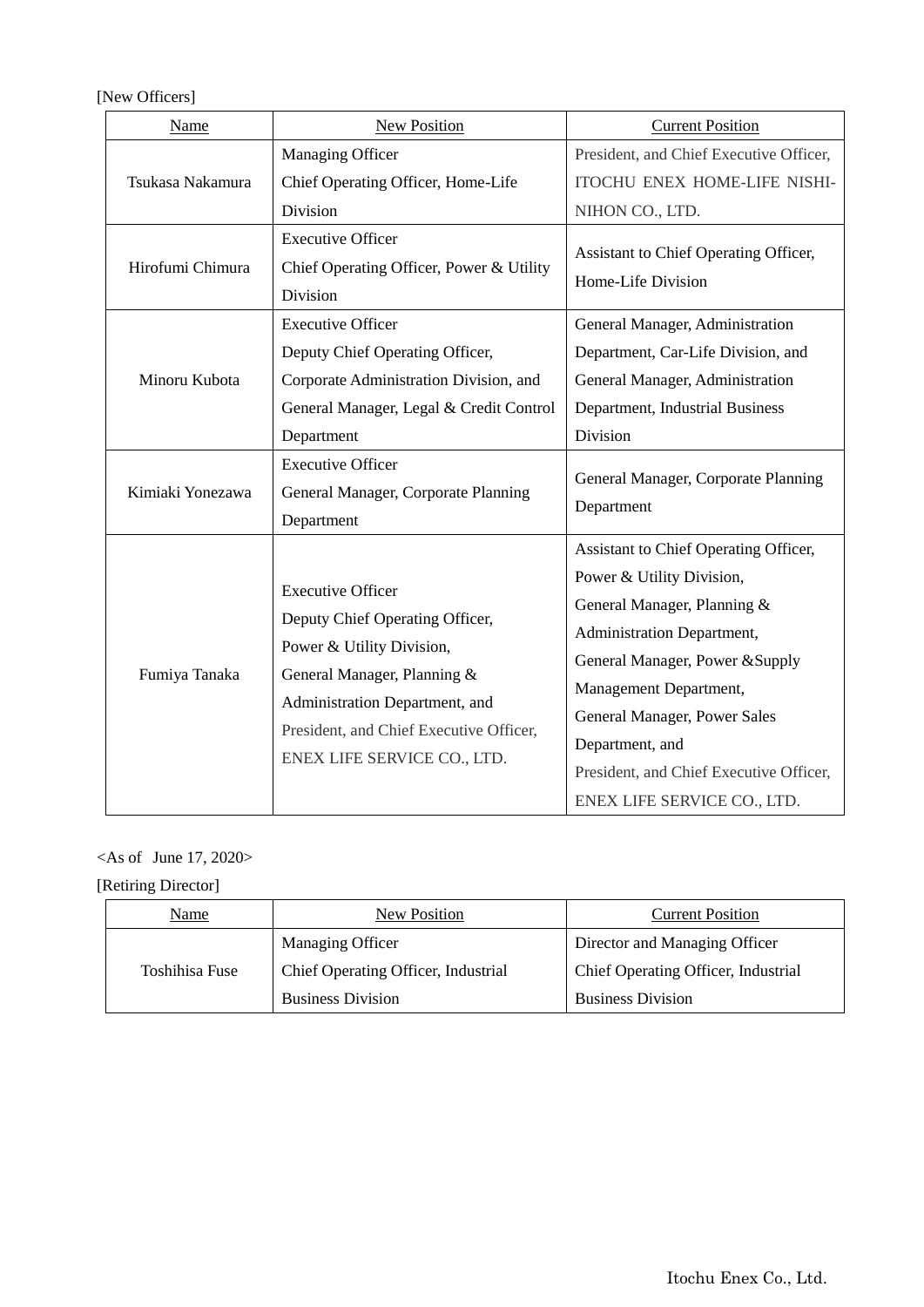[New Officers]

| Name | New Position | Current Position |
|---|---|---|
| Tsukasa Nakamura | Managing Officer<br>Chief Operating Officer, Home-Life Division | President, and Chief Executive Officer, ITOCHU ENEX HOME-LIFE NISHI-NIHON CO., LTD. |
| Hirofumi Chimura | Executive Officer<br>Chief Operating Officer, Power & Utility Division | Assistant to Chief Operating Officer, Home-Life Division |
| Minoru Kubota | Executive Officer<br>Deputy Chief Operating Officer, Corporate Administration Division, and General Manager, Legal & Credit Control Department | General Manager, Administration Department, Car-Life Division, and General Manager, Administration Department, Industrial Business Division |
| Kimiaki Yonezawa | Executive Officer<br>General Manager, Corporate Planning Department | General Manager, Corporate Planning Department |
| Fumiya Tanaka | Executive Officer<br>Deputy Chief Operating Officer, Power & Utility Division,<br>General Manager, Planning & Administration Department, and<br>President, and Chief Executive Officer, ENEX LIFE SERVICE CO., LTD. | Assistant to Chief Operating Officer, Power & Utility Division,<br>General Manager, Planning & Administration Department,<br>General Manager, Power &Supply Management Department,<br>General Manager, Power Sales Department, and<br>President, and Chief Executive Officer, ENEX LIFE SERVICE CO., LTD. |

<As of June 17, 2020>

[Retiring Director]

| Name | New Position | Current Position |
|---|---|---|
| Toshihisa Fuse | Managing Officer<br>Chief Operating Officer, Industrial Business Division | Director and Managing Officer<br>Chief Operating Officer, Industrial Business Division |

Itochu Enex Co., Ltd.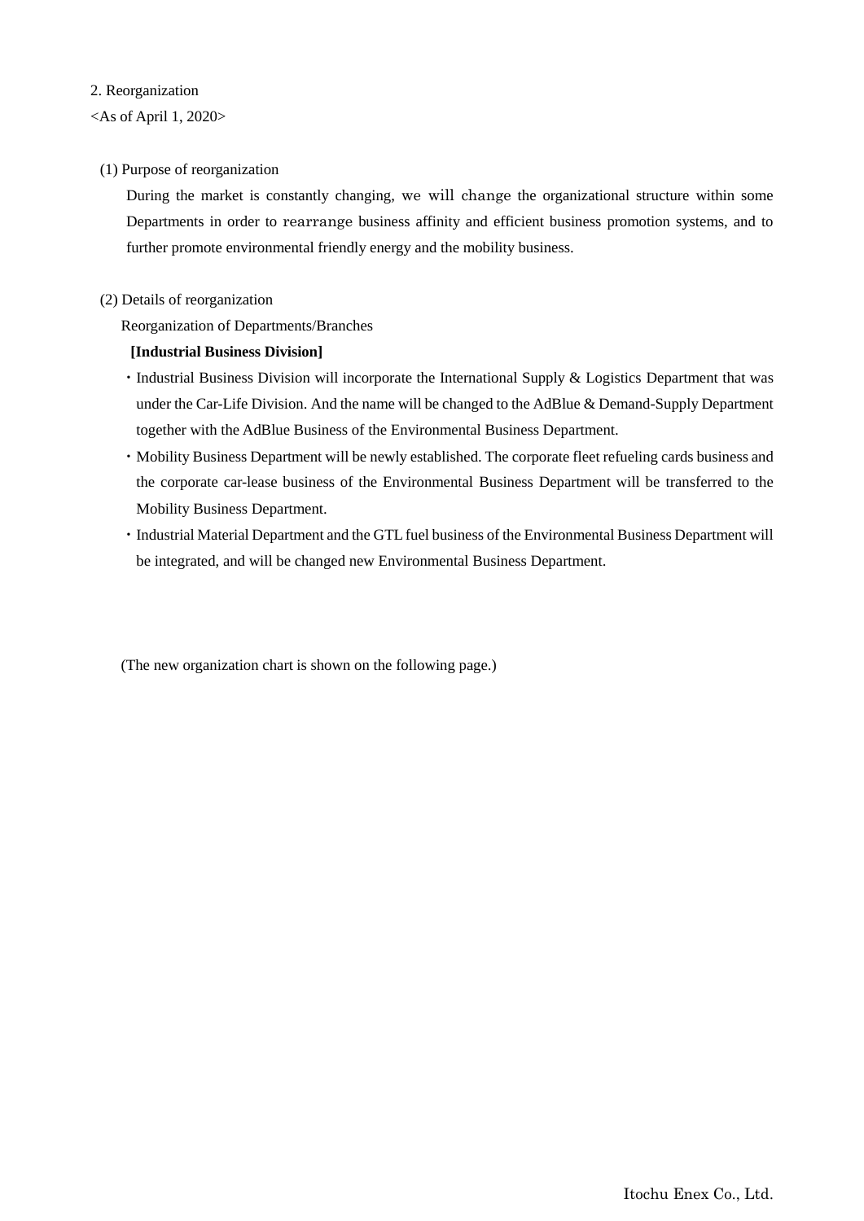## 2. Reorganization

<As of April 1, 2020>

### (1) Purpose of reorganization

During the market is constantly changing, we will change the organizational structure within some Departments in order to rearrange business affinity and efficient business promotion systems, and to further promote environmental friendly energy and the mobility business.

### (2) Details of reorganization

Reorganization of Departments/Branches

**[Industrial Business Division]**

- Industrial Business Division will incorporate the International Supply & Logistics Department that was under the Car-Life Division. And the name will be changed to the AdBlue & Demand-Supply Department together with the AdBlue Business of the Environmental Business Department.
- Mobility Business Department will be newly established. The corporate fleet refueling cards business and the corporate car-lease business of the Environmental Business Department will be transferred to the Mobility Business Department.
- Industrial Material Department and the GTL fuel business of the Environmental Business Department will be integrated, and will be changed new Environmental Business Department.

(The new organization chart is shown on the following page.)

Itochu Enex Co., Ltd.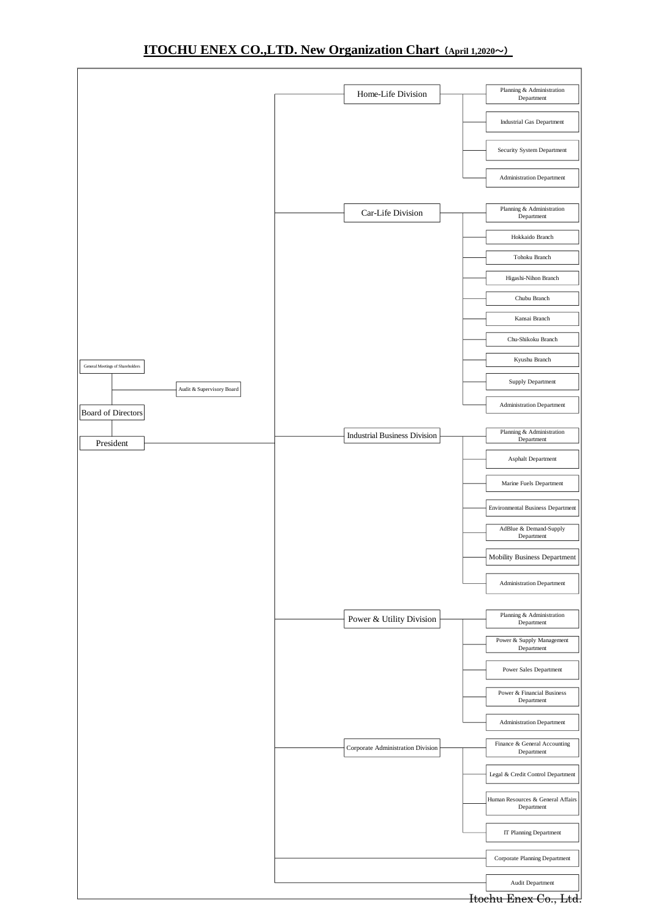# ITOCHU ENEX CO.,LTD. New Organization Chart（April 1,2020～）

- General Meetings of Shareholders
  - Audit & Supervisory Board
- Board of Directors
- President
  - Home-Life Division
    - Planning & Administration Department
    - Industrial Gas Department
    - Security System Department
    - Administration Department
  - Car-Life Division
    - Planning & Administration Department
    - Hokkaido Branch
    - Tohoku Branch
    - Higashi-Nihon Branch
    - Chubu Branch
    - Kansai Branch
    - Chu-Shikoku Branch
    - Kyushu Branch
    - Supply Department
    - Administration Department
  - Industrial Business Division
    - Planning & Administration Department
    - Asphalt Department
    - Marine Fuels Department
    - Environmental Business Department
    - AdBlue & Demand-Supply Department
    - Mobility Business Department
    - Administration Department
  - Power & Utility Division
    - Planning & Administration Department
    - Power & Supply Management Department
    - Power Sales Department
    - Power & Financial Business Department
    - Administration Department
  - Corporate Administration Division
    - Finance & General Accounting Department
    - Legal & Credit Control Department
    - Human Resources & General Affairs Department
    - IT Planning Department
  - Corporate Planning Department
  - Audit Department

Itochu Enex Co., Ltd.